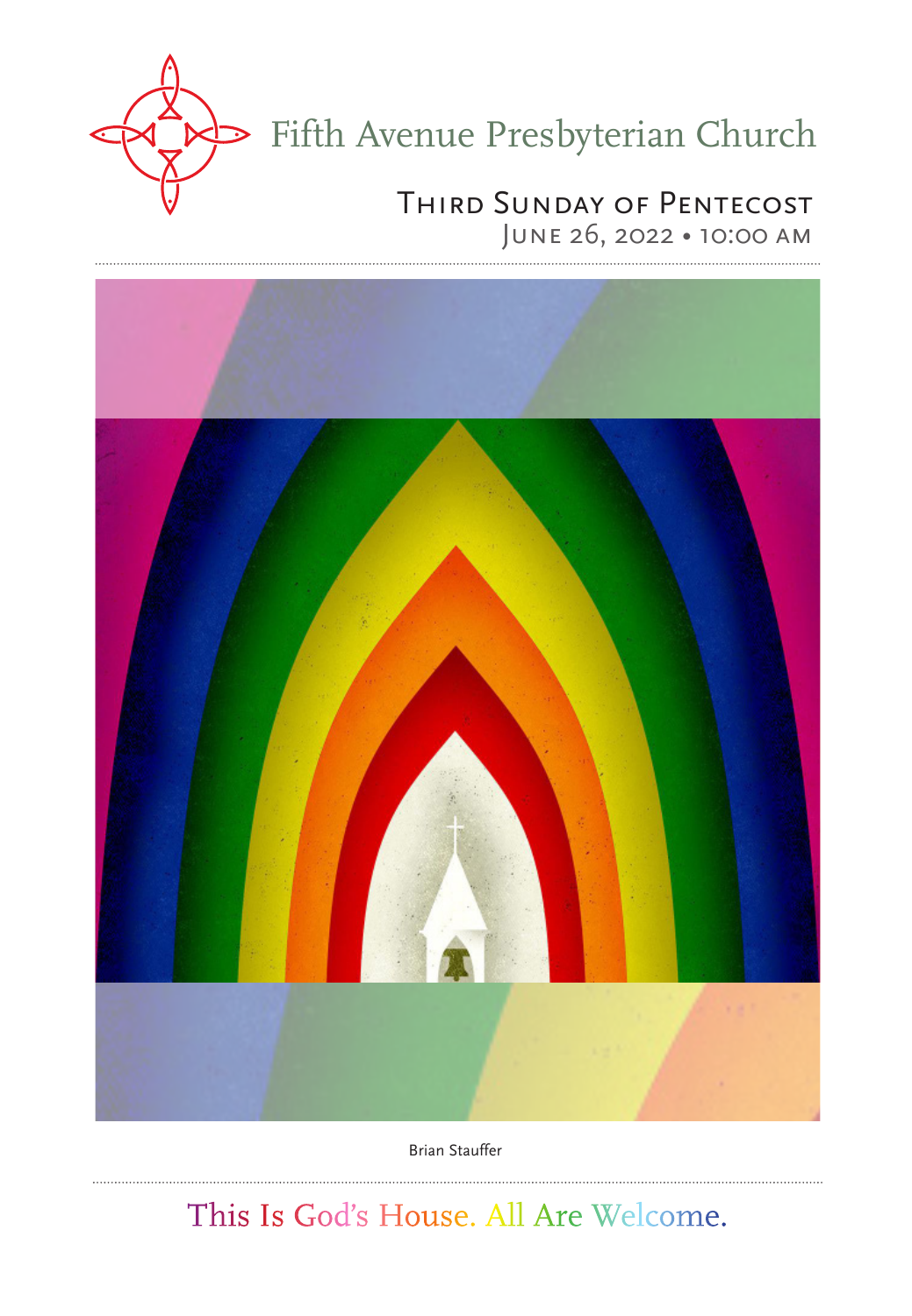# Fifth Avenue Presbyterian Church

## Third Sunday of Pentecost

June 26, 2022 • 10:00 AM

Brian Stauffer

This Is God's House. All Are Welcome.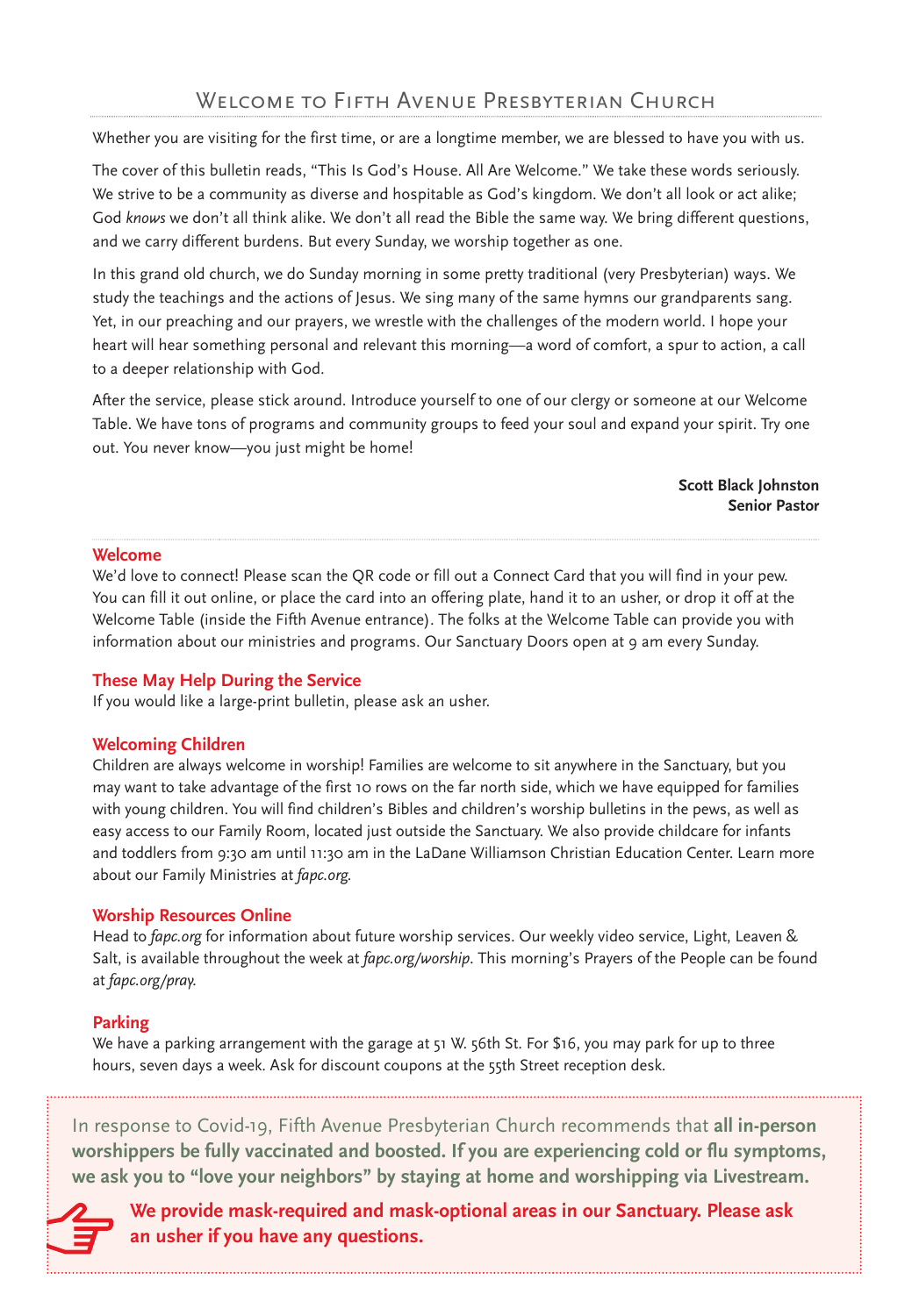# Welcome to Fifth Avenue Presbyterian Church

Whether you are visiting for the first time, or are a longtime member, we are blessed to have you with us.

The cover of this bulletin reads, "This Is God's House. All Are Welcome." We take these words seriously. We strive to be a community as diverse and hospitable as God's kingdom. We don't all look or act alike; God *knows* we don't all think alike. We don't all read the Bible the same way. We bring different questions, and we carry different burdens. But every Sunday, we worship together as one.

In this grand old church, we do Sunday morning in some pretty traditional (very Presbyterian) ways. We study the teachings and the actions of Jesus. We sing many of the same hymns our grandparents sang. Yet, in our preaching and our prayers, we wrestle with the challenges of the modern world. I hope your heart will hear something personal and relevant this morning—a word of comfort, a spur to action, a call to a deeper relationship with God.

After the service, please stick around. Introduce yourself to one of our clergy or someone at our Welcome Table. We have tons of programs and community groups to feed your soul and expand your spirit. Try one out. You never know—you just might be home!

**Scott Black Johnston**
**Senior Pastor**

## Welcome

We'd love to connect! Please scan the QR code or fill out a Connect Card that you will find in your pew. You can fill it out online, or place the card into an offering plate, hand it to an usher, or drop it off at the Welcome Table (inside the Fifth Avenue entrance). The folks at the Welcome Table can provide you with information about our ministries and programs. Our Sanctuary Doors open at 9 am every Sunday.

## These May Help During the Service

If you would like a large-print bulletin, please ask an usher.

## Welcoming Children

Children are always welcome in worship! Families are welcome to sit anywhere in the Sanctuary, but you may want to take advantage of the first 10 rows on the far north side, which we have equipped for families with young children. You will find children's Bibles and children's worship bulletins in the pews, as well as easy access to our Family Room, located just outside the Sanctuary. We also provide childcare for infants and toddlers from 9:30 am until 11:30 am in the LaDane Williamson Christian Education Center. Learn more about our Family Ministries at *fapc.org*.

## Worship Resources Online

Head to *fapc.org* for information about future worship services. Our weekly video service, Light, Leaven & Salt, is available throughout the week at *fapc.org/worship*. This morning's Prayers of the People can be found at *fapc.org/pray*.

## Parking

We have a parking arrangement with the garage at 51 W. 56th St. For $16, you may park for up to three hours, seven days a week. Ask for discount coupons at the 55th Street reception desk.

In response to Covid-19, Fifth Avenue Presbyterian Church recommends that **all in-person worshippers be fully vaccinated and boosted. If you are experiencing cold or flu symptoms, we ask you to "love your neighbors" by staying at home and worshipping via Livestream.**

**We provide mask-required and mask-optional areas in our Sanctuary. Please ask an usher if you have any questions.**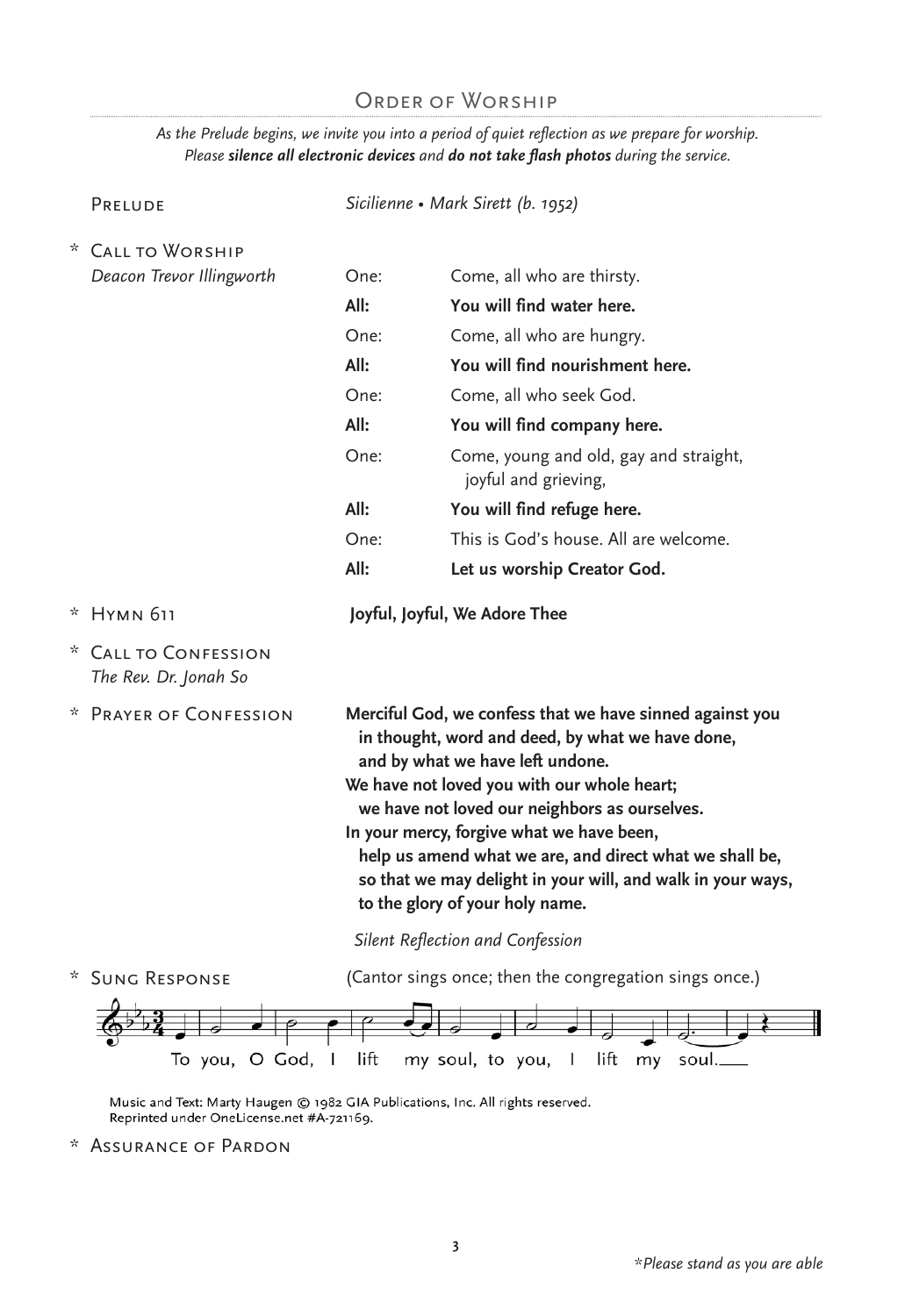## Order of Worship

*As the Prelude begins, we invite you into a period of quiet reflection as we prepare for worship. Please **silence all electronic devices** and **do not take flash photos** during the service.*

Prelude — *Sicilienne • Mark Sirett (b. 1952)*

\* Call to Worship
*Deacon Trevor Illingworth*

| | |
|---|---|
| One: | Come, all who are thirsty. |
| **All:** | **You will find water here.** |
| One: | Come, all who are hungry. |
| **All:** | **You will find nourishment here.** |
| One: | Come, all who seek God. |
| **All:** | **You will find company here.** |
| One: | Come, young and old, gay and straight, joyful and grieving, |
| **All:** | **You will find refuge here.** |
| One: | This is God's house. All are welcome. |
| **All:** | **Let us worship Creator God.** |

\* Hymn 611 — **Joyful, Joyful, We Adore Thee**

\* Call to Confession
*The Rev. Dr. Jonah So*

\* Prayer of Confession

**Merciful God, we confess that we have sinned against you in thought, word and deed, by what we have done, and by what we have left undone.**
**We have not loved you with our whole heart; we have not loved our neighbors as ourselves.**
**In your mercy, forgive what we have been, help us amend what we are, and direct what we shall be, so that we may delight in your will, and walk in your ways, to the glory of your holy name.**

*Silent Reflection and Confession*

\* Sung Response — (Cantor sings once; then the congregation sings once.)

To you, O God, I lift my soul, to you, I lift my soul.

Music and Text: Marty Haugen © 1982 GIA Publications, Inc. All rights reserved.
Reprinted under OneLicense.net #A-721169.

\* Assurance of Pardon

*\*Please stand as you are able*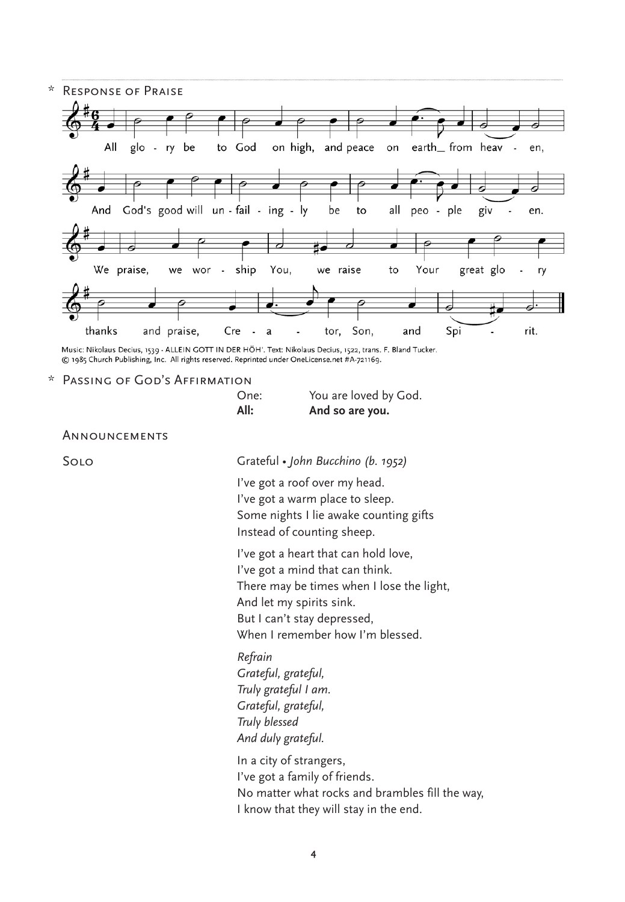\* Response of Praise

All glory be to God on high, and peace on earth from heaven,
And God's good will unfailingly be to all people given.
We praise, we worship You, we raise to Your great glory
thanks and praise, Creator, Son, and Spirit.

Music: Nikolaus Decius, 1539 - ALLEIN GOTT IN DER HÖH'. Text: Nikolaus Decius, 1522, trans. F. Bland Tucker.
© 1985 Church Publishing, Inc. All rights reserved. Reprinted under OneLicense.net #A-721169.

\* Passing of God's Affirmation

| | |
|---|---|
| One: | You are loved by God. |
| **All:** | **And so are you.** |

Announcements

Solo — Grateful • *John Bucchino (b. 1952)*

I've got a roof over my head.
I've got a warm place to sleep.
Some nights I lie awake counting gifts
Instead of counting sheep.

I've got a heart that can hold love,
I've got a mind that can think.
There may be times when I lose the light,
And let my spirits sink.
But I can't stay depressed,
When I remember how I'm blessed.

*Refrain*
*Grateful, grateful,*
*Truly grateful I am.*
*Grateful, grateful,*
*Truly blessed*
*And duly grateful.*

In a city of strangers,
I've got a family of friends.
No matter what rocks and brambles fill the way,
I know that they will stay in the end.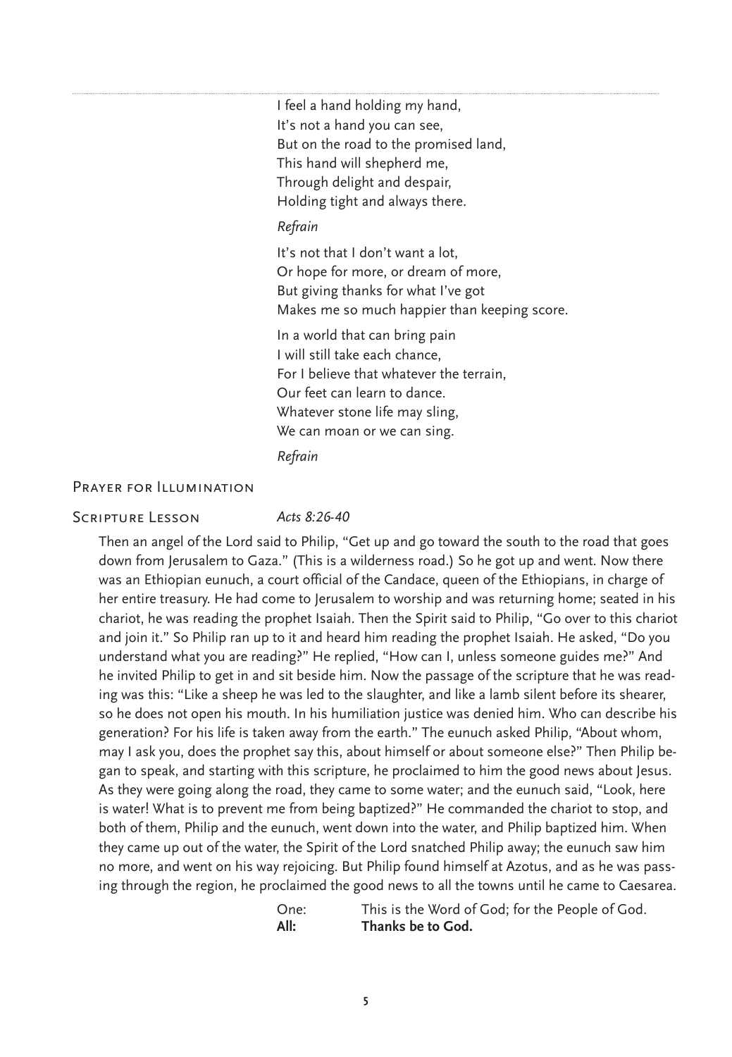I feel a hand holding my hand,
It's not a hand you can see,
But on the road to the promised land,
This hand will shepherd me,
Through delight and despair,
Holding tight and always there.

*Refrain*

It's not that I don't want a lot,
Or hope for more, or dream of more,
But giving thanks for what I've got
Makes me so much happier than keeping score.

In a world that can bring pain
I will still take each chance,
For I believe that whatever the terrain,
Our feet can learn to dance.
Whatever stone life may sling,
We can moan or we can sing.

*Refrain*

## Prayer for Illumination

## Scripture Lesson *Acts 8:26-40*

Then an angel of the Lord said to Philip, "Get up and go toward the south to the road that goes down from Jerusalem to Gaza." (This is a wilderness road.) So he got up and went. Now there was an Ethiopian eunuch, a court official of the Candace, queen of the Ethiopians, in charge of her entire treasury. He had come to Jerusalem to worship and was returning home; seated in his chariot, he was reading the prophet Isaiah. Then the Spirit said to Philip, "Go over to this chariot and join it." So Philip ran up to it and heard him reading the prophet Isaiah. He asked, "Do you understand what you are reading?" He replied, "How can I, unless someone guides me?" And he invited Philip to get in and sit beside him. Now the passage of the scripture that he was reading was this: "Like a sheep he was led to the slaughter, and like a lamb silent before its shearer, so he does not open his mouth. In his humiliation justice was denied him. Who can describe his generation? For his life is taken away from the earth." The eunuch asked Philip, "About whom, may I ask you, does the prophet say this, about himself or about someone else?" Then Philip began to speak, and starting with this scripture, he proclaimed to him the good news about Jesus. As they were going along the road, they came to some water; and the eunuch said, "Look, here is water! What is to prevent me from being baptized?" He commanded the chariot to stop, and both of them, Philip and the eunuch, went down into the water, and Philip baptized him. When they came up out of the water, the Spirit of the Lord snatched Philip away; the eunuch saw him no more, and went on his way rejoicing. But Philip found himself at Azotus, and as he was passing through the region, he proclaimed the good news to all the towns until he came to Caesarea.

One: This is the Word of God; for the People of God.
**All: Thanks be to God.**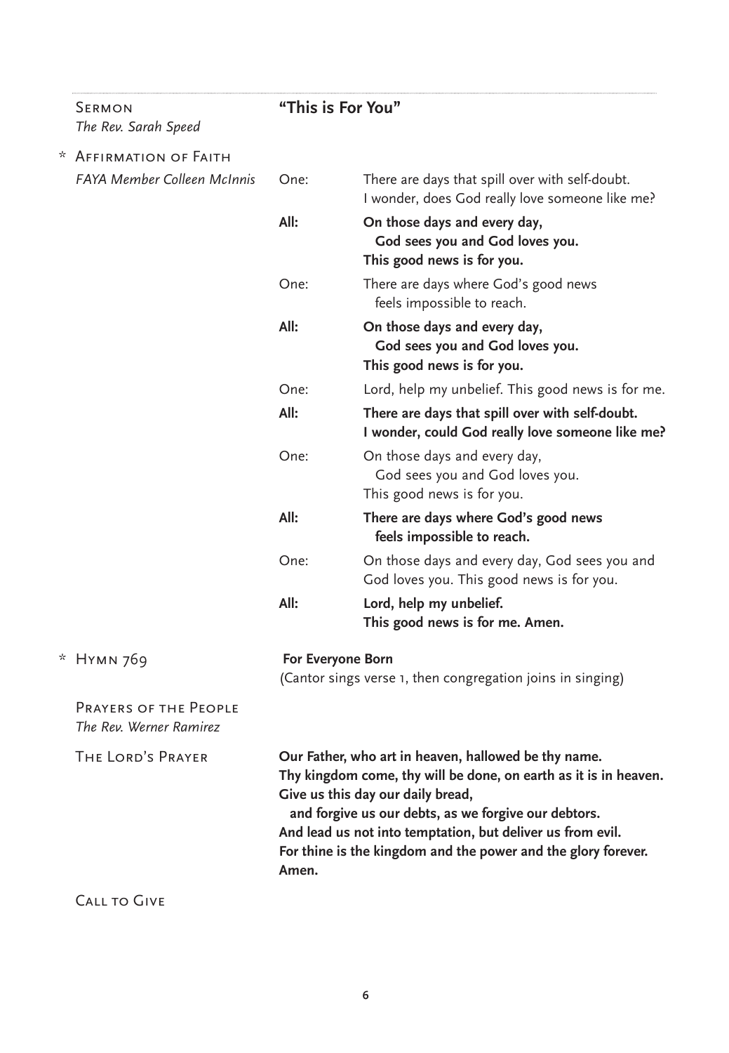**Sermon**
*The Rev. Sarah Speed*

**"This is For You"**

\* **Affirmation of Faith**
*FAYA Member Colleen McInnis*

One: There are days that spill over with self-doubt.
I wonder, does God really love someone like me?

**All: On those days and every day,**
**God sees you and God loves you.**
**This good news is for you.**

One: There are days where God's good news
feels impossible to reach.

**All: On those days and every day,**
**God sees you and God loves you.**
**This good news is for you.**

One: Lord, help my unbelief. This good news is for me.

**All: There are days that spill over with self-doubt.**
**I wonder, could God really love someone like me?**

One: On those days and every day,
God sees you and God loves you.
This good news is for you.

**All: There are days where God's good news**
**feels impossible to reach.**

One: On those days and every day, God sees you and
God loves you. This good news is for you.

**All: Lord, help my unbelief.**
**This good news is for me. Amen.**

\* **Hymn 769** — **For Everyone Born**
(Cantor sings verse 1, then congregation joins in singing)

**Prayers of the People**
*The Rev. Werner Ramirez*

**The Lord's Prayer**

**Our Father, who art in heaven, hallowed be thy name.**
**Thy kingdom come, thy will be done, on earth as it is in heaven.**
**Give us this day our daily bread,**
**and forgive us our debts, as we forgive our debtors.**
**And lead us not into temptation, but deliver us from evil.**
**For thine is the kingdom and the power and the glory forever.**
**Amen.**

**Call to Give**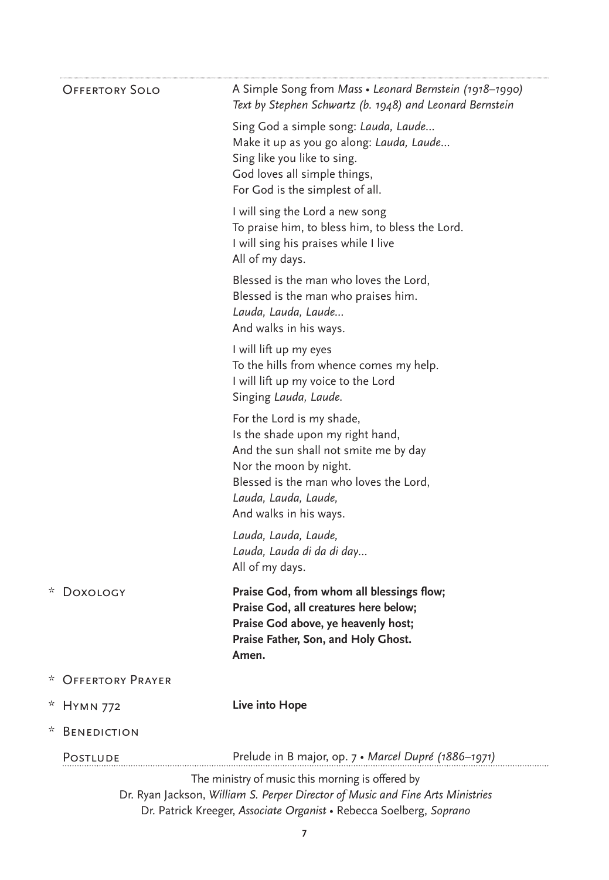Offertory Solo — A Simple Song from *Mass* • *Leonard Bernstein (1918–1990)*
*Text by Stephen Schwartz (b. 1948) and Leonard Bernstein*

Sing God a simple song: *Lauda, Laude…*
Make it up as you go along: *Lauda, Laude…*
Sing like you like to sing.
God loves all simple things,
For God is the simplest of all.

I will sing the Lord a new song
To praise him, to bless him, to bless the Lord.
I will sing his praises while I live
All of my days.

Blessed is the man who loves the Lord,
Blessed is the man who praises him.
*Lauda, Lauda, Laude…*
And walks in his ways.

I will lift up my eyes
To the hills from whence comes my help.
I will lift up my voice to the Lord
Singing *Lauda, Laude.*

For the Lord is my shade,
Is the shade upon my right hand,
And the sun shall not smite me by day
Nor the moon by night.
Blessed is the man who loves the Lord,
*Lauda, Lauda, Laude,*
And walks in his ways.

*Lauda, Lauda, Laude,*
*Lauda, Lauda di da di day…*
All of my days.

\* Doxology

**Praise God, from whom all blessings flow;**
**Praise God, all creatures here below;**
**Praise God above, ye heavenly host;**
**Praise Father, Son, and Holy Ghost.**
**Amen.**

\* Offertory Prayer

\* Hymn 772 — **Live into Hope**

\* Benediction

Postlude — Prelude in B major, op. 7 • *Marcel Dupré (1886–1971)*

The ministry of music this morning is offered by
Dr. Ryan Jackson, *William S. Perper Director of Music and Fine Arts Ministries*
Dr. Patrick Kreeger, *Associate Organist* • Rebecca Soelberg, *Soprano*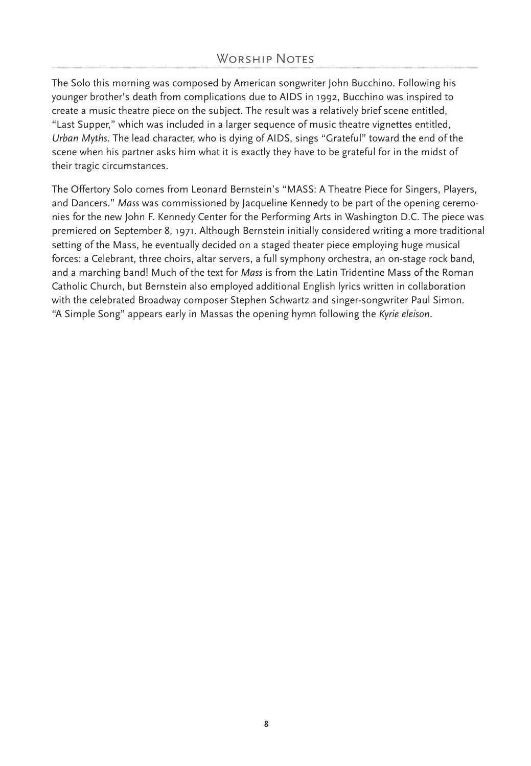## Worship Notes

The Solo this morning was composed by American songwriter John Bucchino. Following his younger brother's death from complications due to AIDS in 1992, Bucchino was inspired to create a music theatre piece on the subject. The result was a relatively brief scene entitled, "Last Supper," which was included in a larger sequence of music theatre vignettes entitled, *Urban Myths*. The lead character, who is dying of AIDS, sings "Grateful" toward the end of the scene when his partner asks him what it is exactly they have to be grateful for in the midst of their tragic circumstances.

The Offertory Solo comes from Leonard Bernstein's "MASS: A Theatre Piece for Singers, Players, and Dancers." *Mass* was commissioned by Jacqueline Kennedy to be part of the opening ceremonies for the new John F. Kennedy Center for the Performing Arts in Washington D.C. The piece was premiered on September 8, 1971. Although Bernstein initially considered writing a more traditional setting of the Mass, he eventually decided on a staged theater piece employing huge musical forces: a Celebrant, three choirs, altar servers, a full symphony orchestra, an on-stage rock band, and a marching band! Much of the text for *Mass* is from the Latin Tridentine Mass of the Roman Catholic Church, but Bernstein also employed additional English lyrics written in collaboration with the celebrated Broadway composer Stephen Schwartz and singer-songwriter Paul Simon. "A Simple Song" appears early in Massas the opening hymn following the *Kyrie eleison*.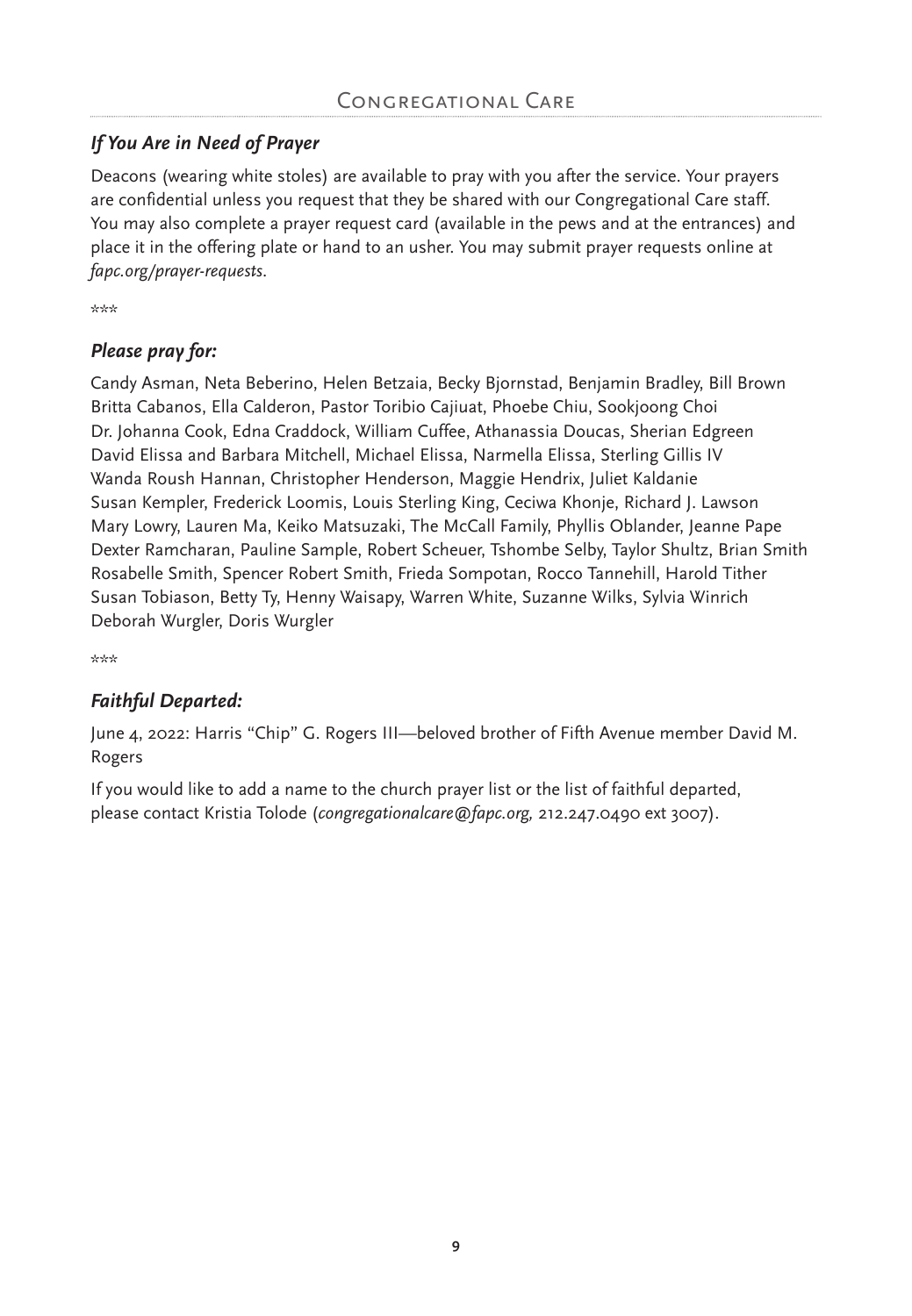# Congregational Care

### *If You Are in Need of Prayer*

Deacons (wearing white stoles) are available to pray with you after the service. Your prayers are confidential unless you request that they be shared with our Congregational Care staff. You may also complete a prayer request card (available in the pews and at the entrances) and place it in the offering plate or hand to an usher. You may submit prayer requests online at *fapc.org/prayer-requests*.

\*\*\*

### *Please pray for:*

Candy Asman, Neta Beberino, Helen Betzaia, Becky Bjornstad, Benjamin Bradley, Bill Brown
Britta Cabanos, Ella Calderon, Pastor Toribio Cajiuat, Phoebe Chiu, Sookjoong Choi
Dr. Johanna Cook, Edna Craddock, William Cuffee, Athanassia Doucas, Sherian Edgreen
David Elissa and Barbara Mitchell, Michael Elissa, Narmella Elissa, Sterling Gillis IV
Wanda Roush Hannan, Christopher Henderson, Maggie Hendrix, Juliet Kaldanie
Susan Kempler, Frederick Loomis, Louis Sterling King, Ceciwa Khonje, Richard J. Lawson
Mary Lowry, Lauren Ma, Keiko Matsuzaki, The McCall Family, Phyllis Oblander, Jeanne Pape
Dexter Ramcharan, Pauline Sample, Robert Scheuer, Tshombe Selby, Taylor Shultz, Brian Smith
Rosabelle Smith, Spencer Robert Smith, Frieda Sompotan, Rocco Tannehill, Harold Tither
Susan Tobiason, Betty Ty, Henny Waisapy, Warren White, Suzanne Wilks, Sylvia Winrich
Deborah Wurgler, Doris Wurgler

\*\*\*

### *Faithful Departed:*

June 4, 2022: Harris "Chip" G. Rogers III—beloved brother of Fifth Avenue member David M. Rogers

If you would like to add a name to the church prayer list or the list of faithful departed, please contact Kristia Tolode (*congregationalcare@fapc.org,* 212.247.0490 ext 3007).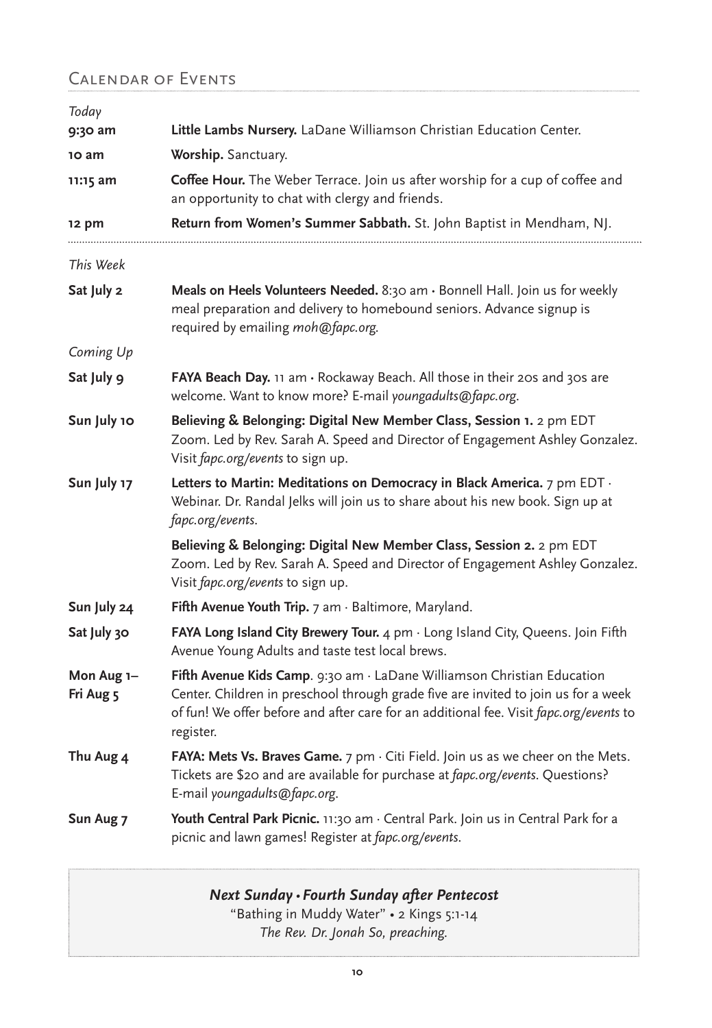## Calendar of Events

*Today*

| | |
|---|---|
| **9:30 am** | **Little Lambs Nursery.** LaDane Williamson Christian Education Center. |
| **10 am** | **Worship.** Sanctuary. |
| **11:15 am** | **Coffee Hour.** The Weber Terrace. Join us after worship for a cup of coffee and an opportunity to chat with clergy and friends. |
| **12 pm** | **Return from Women's Summer Sabbath.** St. John Baptist in Mendham, NJ. |

*This Week*

| | |
|---|---|
| **Sat July 2** | **Meals on Heels Volunteers Needed.** 8:30 am • Bonnell Hall. Join us for weekly meal preparation and delivery to homebound seniors. Advance signup is required by emailing *moh@fapc.org*. |

*Coming Up*

| | |
|---|---|
| **Sat July 9** | **FAYA Beach Day.** 11 am • Rockaway Beach. All those in their 20s and 30s are welcome. Want to know more? E-mail *youngadults@fapc.org*. |
| **Sun July 10** | **Believing & Belonging: Digital New Member Class, Session 1.** 2 pm EDT Zoom. Led by Rev. Sarah A. Speed and Director of Engagement Ashley Gonzalez. Visit *fapc.org/events* to sign up. |
| **Sun July 17** | **Letters to Martin: Meditations on Democracy in Black America.** 7 pm EDT · Webinar. Dr. Randal Jelks will join us to share about his new book. Sign up at *fapc.org/events*. |
| | **Believing & Belonging: Digital New Member Class, Session 2.** 2 pm EDT Zoom. Led by Rev. Sarah A. Speed and Director of Engagement Ashley Gonzalez. Visit *fapc.org/events* to sign up. |
| **Sun July 24** | **Fifth Avenue Youth Trip.** 7 am · Baltimore, Maryland. |
| **Sat July 30** | **FAYA Long Island City Brewery Tour.** 4 pm · Long Island City, Queens. Join Fifth Avenue Young Adults and taste test local brews. |
| **Mon Aug 1– Fri Aug 5** | **Fifth Avenue Kids Camp**. 9:30 am · LaDane Williamson Christian Education Center. Children in preschool through grade five are invited to join us for a week of fun! We offer before and after care for an additional fee. Visit *fapc.org/events* to register. |
| **Thu Aug 4** | **FAYA: Mets Vs. Braves Game.** 7 pm · Citi Field. Join us as we cheer on the Mets. Tickets are $20 and are available for purchase at *fapc.org/events*. Questions? E-mail *youngadults@fapc.org*. |
| **Sun Aug 7** | **Youth Central Park Picnic.** 11:30 am · Central Park. Join us in Central Park for a picnic and lawn games! Register at *fapc.org/events*. |

***Next Sunday • Fourth Sunday after Pentecost***

"Bathing in Muddy Water" • 2 Kings 5:1-14

*The Rev. Dr. Jonah So, preaching.*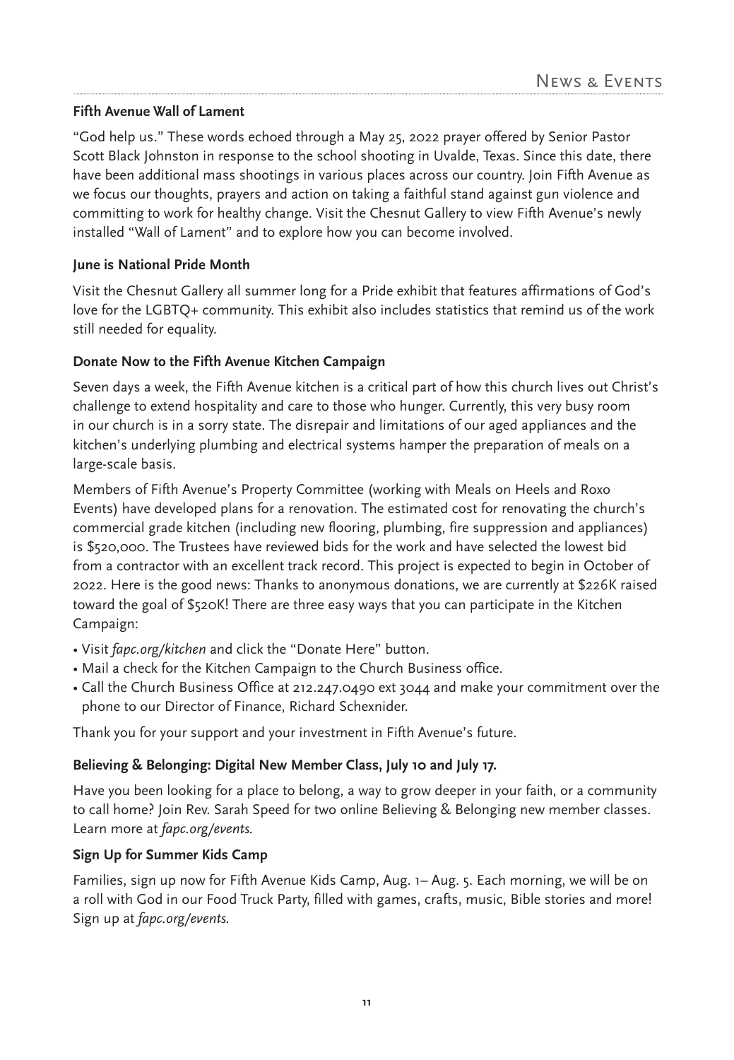## News & Events

### Fifth Avenue Wall of Lament

"God help us." These words echoed through a May 25, 2022 prayer offered by Senior Pastor Scott Black Johnston in response to the school shooting in Uvalde, Texas. Since this date, there have been additional mass shootings in various places across our country. Join Fifth Avenue as we focus our thoughts, prayers and action on taking a faithful stand against gun violence and committing to work for healthy change. Visit the Chesnut Gallery to view Fifth Avenue's newly installed "Wall of Lament" and to explore how you can become involved.

### June is National Pride Month

Visit the Chesnut Gallery all summer long for a Pride exhibit that features affirmations of God's love for the LGBTQ+ community. This exhibit also includes statistics that remind us of the work still needed for equality.

### Donate Now to the Fifth Avenue Kitchen Campaign

Seven days a week, the Fifth Avenue kitchen is a critical part of how this church lives out Christ's challenge to extend hospitality and care to those who hunger. Currently, this very busy room in our church is in a sorry state. The disrepair and limitations of our aged appliances and the kitchen's underlying plumbing and electrical systems hamper the preparation of meals on a large-scale basis.

Members of Fifth Avenue's Property Committee (working with Meals on Heels and Roxo Events) have developed plans for a renovation. The estimated cost for renovating the church's commercial grade kitchen (including new flooring, plumbing, fire suppression and appliances) is $520,000. The Trustees have reviewed bids for the work and have selected the lowest bid from a contractor with an excellent track record. This project is expected to begin in October of 2022. Here is the good news: Thanks to anonymous donations, we are currently at $226K raised toward the goal of $520K! There are three easy ways that you can participate in the Kitchen Campaign:

- Visit *fapc.org/kitchen* and click the "Donate Here" button.
- Mail a check for the Kitchen Campaign to the Church Business office.
- Call the Church Business Office at 212.247.0490 ext 3044 and make your commitment over the phone to our Director of Finance, Richard Schexnider.

Thank you for your support and your investment in Fifth Avenue's future.

### Believing & Belonging: Digital New Member Class, July 10 and July 17.

Have you been looking for a place to belong, a way to grow deeper in your faith, or a community to call home? Join Rev. Sarah Speed for two online Believing & Belonging new member classes. Learn more at *fapc.org/events*.

### Sign Up for Summer Kids Camp

Families, sign up now for Fifth Avenue Kids Camp, Aug. 1– Aug. 5. Each morning, we will be on a roll with God in our Food Truck Party, filled with games, crafts, music, Bible stories and more! Sign up at *fapc.org/events*.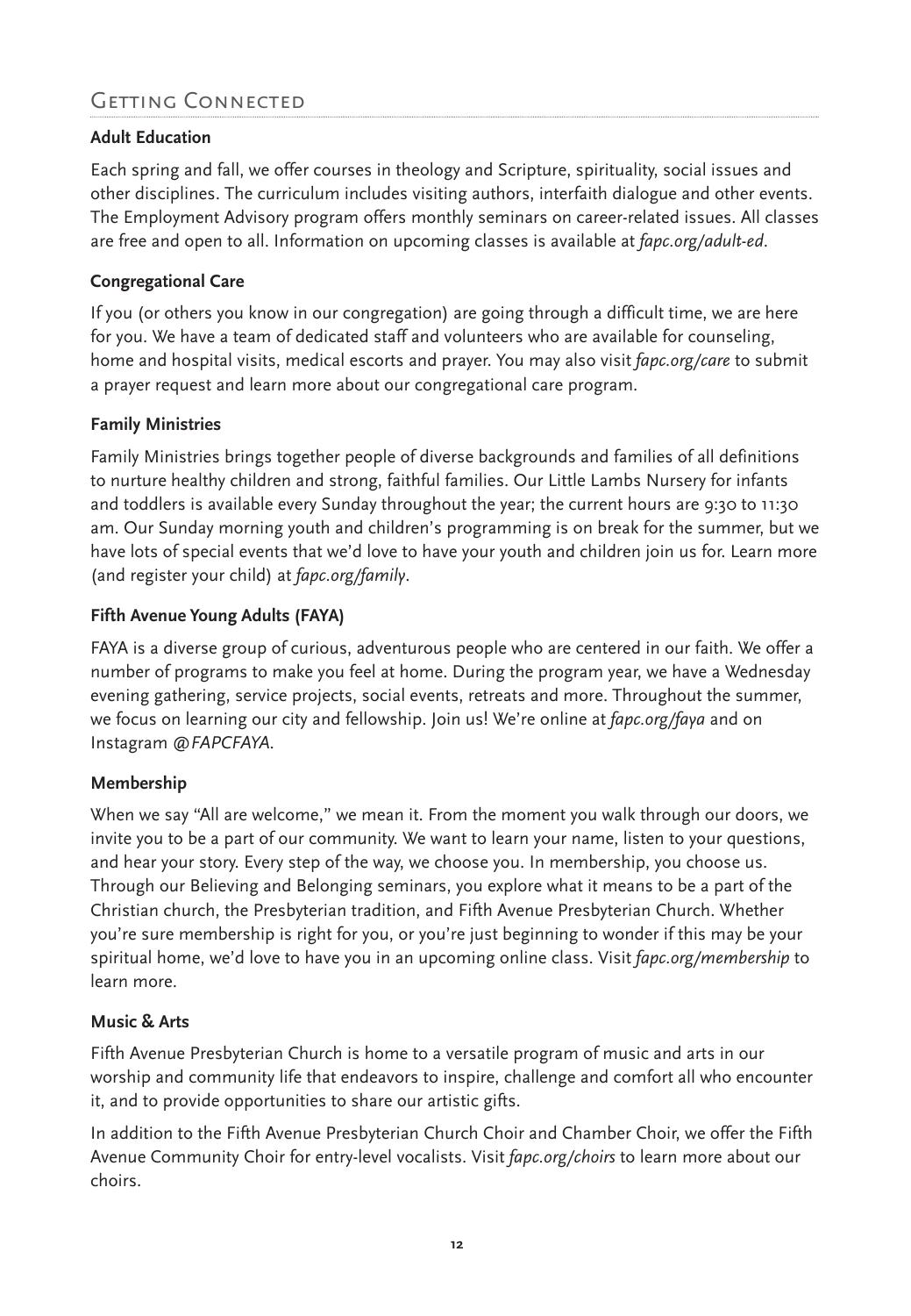## Getting Connected

### Adult Education

Each spring and fall, we offer courses in theology and Scripture, spirituality, social issues and other disciplines. The curriculum includes visiting authors, interfaith dialogue and other events. The Employment Advisory program offers monthly seminars on career-related issues. All classes are free and open to all. Information on upcoming classes is available at *fapc.org/adult-ed*.

### Congregational Care

If you (or others you know in our congregation) are going through a difficult time, we are here for you. We have a team of dedicated staff and volunteers who are available for counseling, home and hospital visits, medical escorts and prayer. You may also visit *fapc.org/care* to submit a prayer request and learn more about our congregational care program.

### Family Ministries

Family Ministries brings together people of diverse backgrounds and families of all definitions to nurture healthy children and strong, faithful families. Our Little Lambs Nursery for infants and toddlers is available every Sunday throughout the year; the current hours are 9:30 to 11:30 am. Our Sunday morning youth and children's programming is on break for the summer, but we have lots of special events that we'd love to have your youth and children join us for. Learn more (and register your child) at *fapc.org/family*.

### Fifth Avenue Young Adults (FAYA)

FAYA is a diverse group of curious, adventurous people who are centered in our faith. We offer a number of programs to make you feel at home. During the program year, we have a Wednesday evening gathering, service projects, social events, retreats and more. Throughout the summer, we focus on learning our city and fellowship. Join us! We're online at *fapc.org/faya* and on Instagram *@FAPCFAYA*.

### Membership

When we say "All are welcome," we mean it. From the moment you walk through our doors, we invite you to be a part of our community. We want to learn your name, listen to your questions, and hear your story. Every step of the way, we choose you. In membership, you choose us. Through our Believing and Belonging seminars, you explore what it means to be a part of the Christian church, the Presbyterian tradition, and Fifth Avenue Presbyterian Church. Whether you're sure membership is right for you, or you're just beginning to wonder if this may be your spiritual home, we'd love to have you in an upcoming online class. Visit *fapc.org/membership* to learn more.

### Music & Arts

Fifth Avenue Presbyterian Church is home to a versatile program of music and arts in our worship and community life that endeavors to inspire, challenge and comfort all who encounter it, and to provide opportunities to share our artistic gifts.

In addition to the Fifth Avenue Presbyterian Church Choir and Chamber Choir, we offer the Fifth Avenue Community Choir for entry-level vocalists. Visit *fapc.org/choirs* to learn more about our choirs.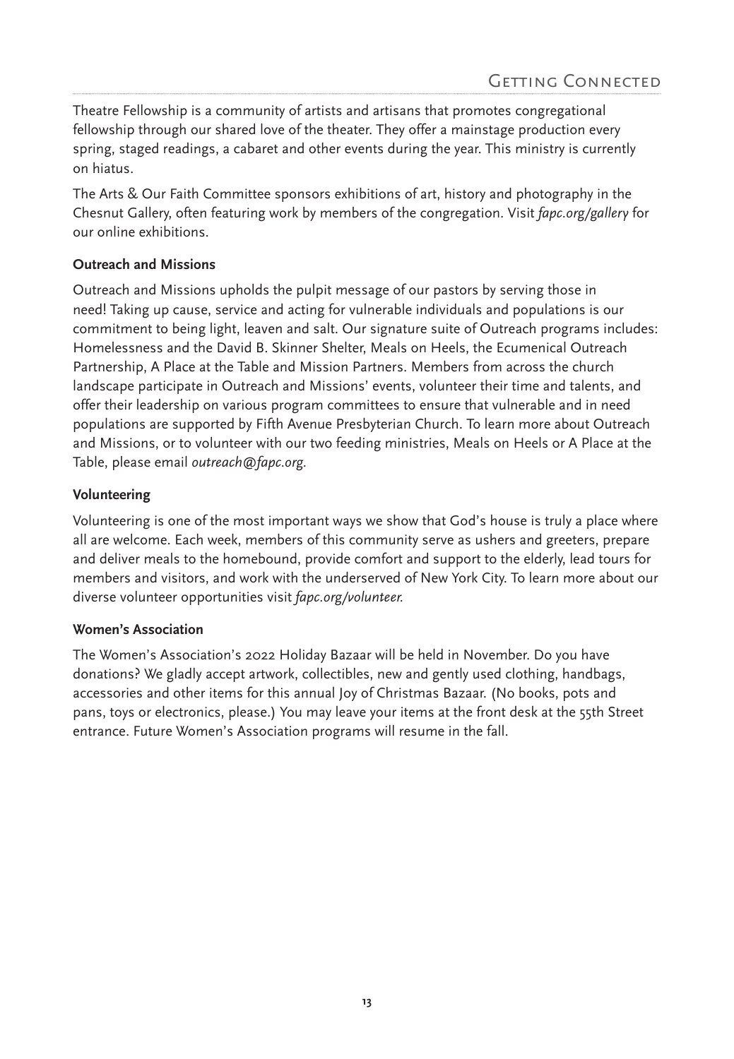Theatre Fellowship is a community of artists and artisans that promotes congregational fellowship through our shared love of the theater. They offer a mainstage production every spring, staged readings, a cabaret and other events during the year. This ministry is currently on hiatus.

The Arts & Our Faith Committee sponsors exhibitions of art, history and photography in the Chesnut Gallery, often featuring work by members of the congregation. Visit *fapc.org/gallery* for our online exhibitions.

**Outreach and Missions**

Outreach and Missions upholds the pulpit message of our pastors by serving those in need! Taking up cause, service and acting for vulnerable individuals and populations is our commitment to being light, leaven and salt. Our signature suite of Outreach programs includes: Homelessness and the David B. Skinner Shelter, Meals on Heels, the Ecumenical Outreach Partnership, A Place at the Table and Mission Partners. Members from across the church landscape participate in Outreach and Missions' events, volunteer their time and talents, and offer their leadership on various program committees to ensure that vulnerable and in need populations are supported by Fifth Avenue Presbyterian Church. To learn more about Outreach and Missions, or to volunteer with our two feeding ministries, Meals on Heels or A Place at the Table, please email *outreach@fapc.org*.

**Volunteering**

Volunteering is one of the most important ways we show that God's house is truly a place where all are welcome. Each week, members of this community serve as ushers and greeters, prepare and deliver meals to the homebound, provide comfort and support to the elderly, lead tours for members and visitors, and work with the underserved of New York City. To learn more about our diverse volunteer opportunities visit *fapc.org/volunteer.*

**Women's Association**

The Women's Association's 2022 Holiday Bazaar will be held in November. Do you have donations? We gladly accept artwork, collectibles, new and gently used clothing, handbags, accessories and other items for this annual Joy of Christmas Bazaar. (No books, pots and pans, toys or electronics, please.) You may leave your items at the front desk at the 55th Street entrance. Future Women's Association programs will resume in the fall.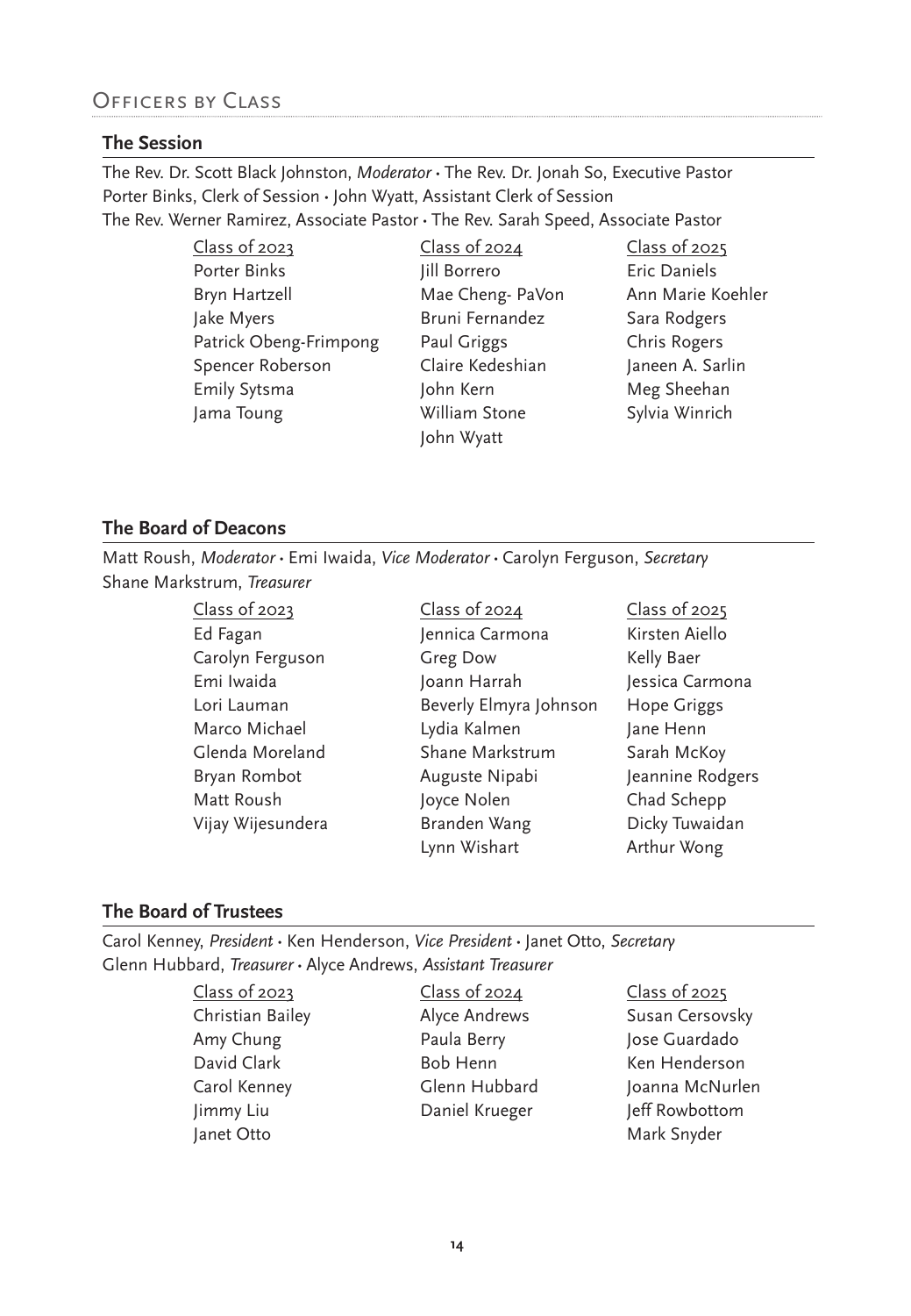## Officers by Class

### The Session

The Rev. Dr. Scott Black Johnston, *Moderator* • The Rev. Dr. Jonah So, Executive Pastor
Porter Binks, Clerk of Session • John Wyatt, Assistant Clerk of Session
The Rev. Werner Ramirez, Associate Pastor • The Rev. Sarah Speed, Associate Pastor

| Class of 2023 | Class of 2024 | Class of 2025 |
|---|---|---|
| Porter Binks | Jill Borrero | Eric Daniels |
| Bryn Hartzell | Mae Cheng- PaVon | Ann Marie Koehler |
| Jake Myers | Bruni Fernandez | Sara Rodgers |
| Patrick Obeng-Frimpong | Paul Griggs | Chris Rogers |
| Spencer Roberson | Claire Kedeshian | Janeen A. Sarlin |
| Emily Sytsma | John Kern | Meg Sheehan |
| Jama Toung | William Stone | Sylvia Winrich |
| | John Wyatt | |

### The Board of Deacons

Matt Roush, *Moderator* • Emi Iwaida, *Vice Moderator* • Carolyn Ferguson, *Secretary*
Shane Markstrum, *Treasurer*

| Class of 2023 | Class of 2024 | Class of 2025 |
|---|---|---|
| Ed Fagan | Jennica Carmona | Kirsten Aiello |
| Carolyn Ferguson | Greg Dow | Kelly Baer |
| Emi Iwaida | Joann Harrah | Jessica Carmona |
| Lori Lauman | Beverly Elmyra Johnson | Hope Griggs |
| Marco Michael | Lydia Kalmen | Jane Henn |
| Glenda Moreland | Shane Markstrum | Sarah McKoy |
| Bryan Rombot | Auguste Nipabi | Jeannine Rodgers |
| Matt Roush | Joyce Nolen | Chad Schepp |
| Vijay Wijesundera | Branden Wang | Dicky Tuwaidan |
| | Lynn Wishart | Arthur Wong |

### The Board of Trustees

Carol Kenney, *President* • Ken Henderson, *Vice President* • Janet Otto, *Secretary*
Glenn Hubbard, *Treasurer* • Alyce Andrews, *Assistant Treasurer*

| Class of 2023 | Class of 2024 | Class of 2025 |
|---|---|---|
| Christian Bailey | Alyce Andrews | Susan Cersovsky |
| Amy Chung | Paula Berry | Jose Guardado |
| David Clark | Bob Henn | Ken Henderson |
| Carol Kenney | Glenn Hubbard | Joanna McNurlen |
| Jimmy Liu | Daniel Krueger | Jeff Rowbottom |
| Janet Otto | | Mark Snyder |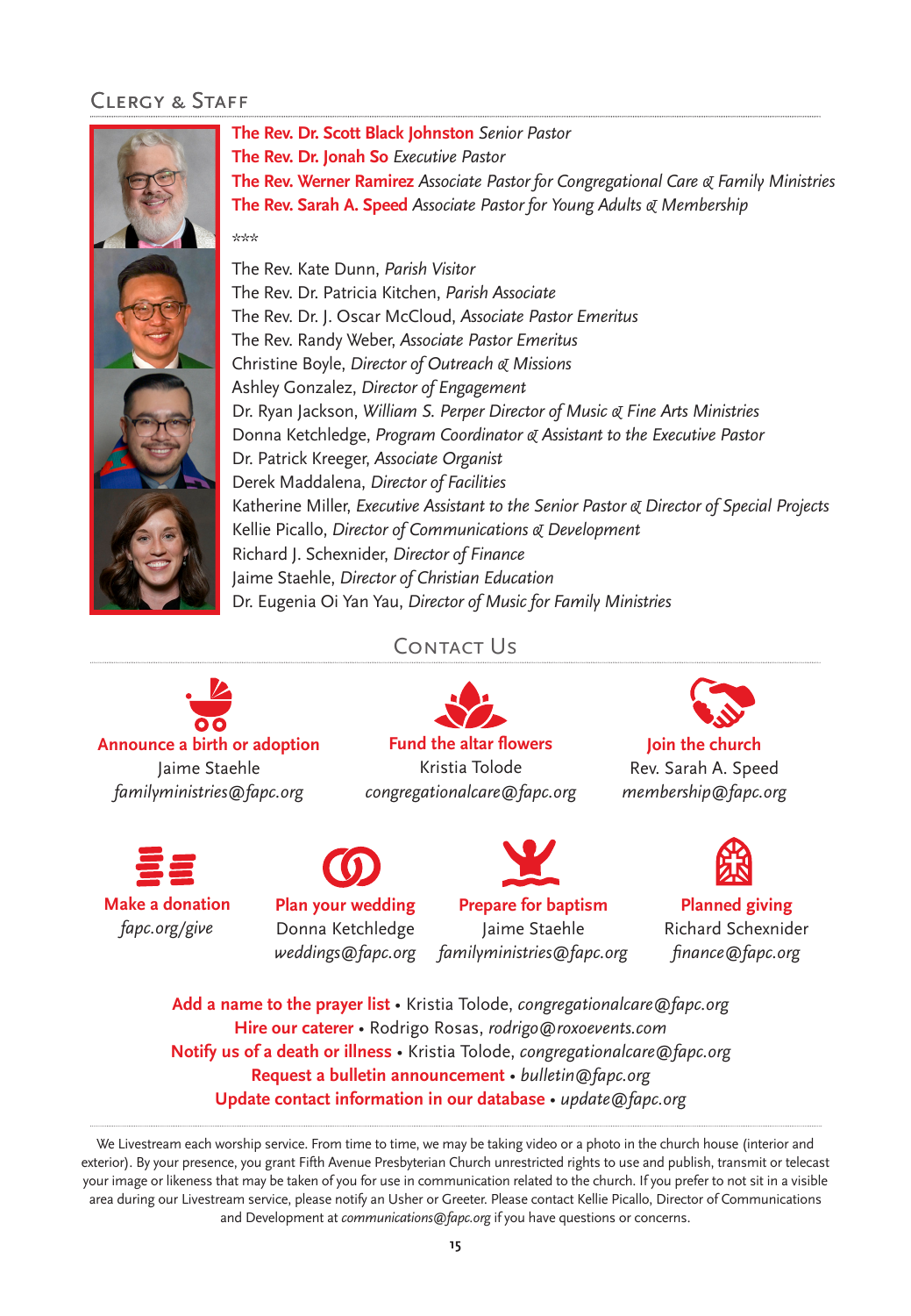## Clergy & Staff

**The Rev. Dr. Scott Black Johnston** *Senior Pastor*
**The Rev. Dr. Jonah So** *Executive Pastor*
**The Rev. Werner Ramirez** *Associate Pastor for Congregational Care & Family Ministries*
**The Rev. Sarah A. Speed** *Associate Pastor for Young Adults & Membership*

\*\*\*

The Rev. Kate Dunn, *Parish Visitor*
The Rev. Dr. Patricia Kitchen, *Parish Associate*
The Rev. Dr. J. Oscar McCloud, *Associate Pastor Emeritus*
The Rev. Randy Weber, *Associate Pastor Emeritus*
Christine Boyle, *Director of Outreach & Missions*
Ashley Gonzalez, *Director of Engagement*
Dr. Ryan Jackson, *William S. Perper Director of Music & Fine Arts Ministries*
Donna Ketchledge, *Program Coordinator & Assistant to the Executive Pastor*
Dr. Patrick Kreeger, *Associate Organist*
Derek Maddalena, *Director of Facilities*
Katherine Miller, *Executive Assistant to the Senior Pastor & Director of Special Projects*
Kellie Picallo, *Director of Communications & Development*
Richard J. Schexnider, *Director of Finance*
Jaime Staehle, *Director of Christian Education*
Dr. Eugenia Oi Yan Yau, *Director of Music for Family Ministries*

## Contact Us

**Announce a birth or adoption**
Jaime Staehle
*familyministries@fapc.org*

**Fund the altar flowers**
Kristia Tolode
*congregationalcare@fapc.org*

**Join the church**
Rev. Sarah A. Speed
*membership@fapc.org*

**Make a donation**
*fapc.org/give*

**Plan your wedding**
Donna Ketchledge
*weddings@fapc.org*

**Prepare for baptism**
Jaime Staehle
*familyministries@fapc.org*

**Planned giving**
Richard Schexnider
*finance@fapc.org*

**Add a name to the prayer list** • Kristia Tolode, *congregationalcare@fapc.org*
**Hire our caterer** • Rodrigo Rosas, *rodrigo@roxoevents.com*
**Notify us of a death or illness** • Kristia Tolode, *congregationalcare@fapc.org*
**Request a bulletin announcement** • *bulletin@fapc.org*
**Update contact information in our database** • *update@fapc.org*

We Livestream each worship service. From time to time, we may be taking video or a photo in the church house (interior and exterior). By your presence, you grant Fifth Avenue Presbyterian Church unrestricted rights to use and publish, transmit or telecast your image or likeness that may be taken of you for use in communication related to the church. If you prefer to not sit in a visible area during our Livestream service, please notify an Usher or Greeter. Please contact Kellie Picallo, Director of Communications and Development at *communications@fapc.org* if you have questions or concerns.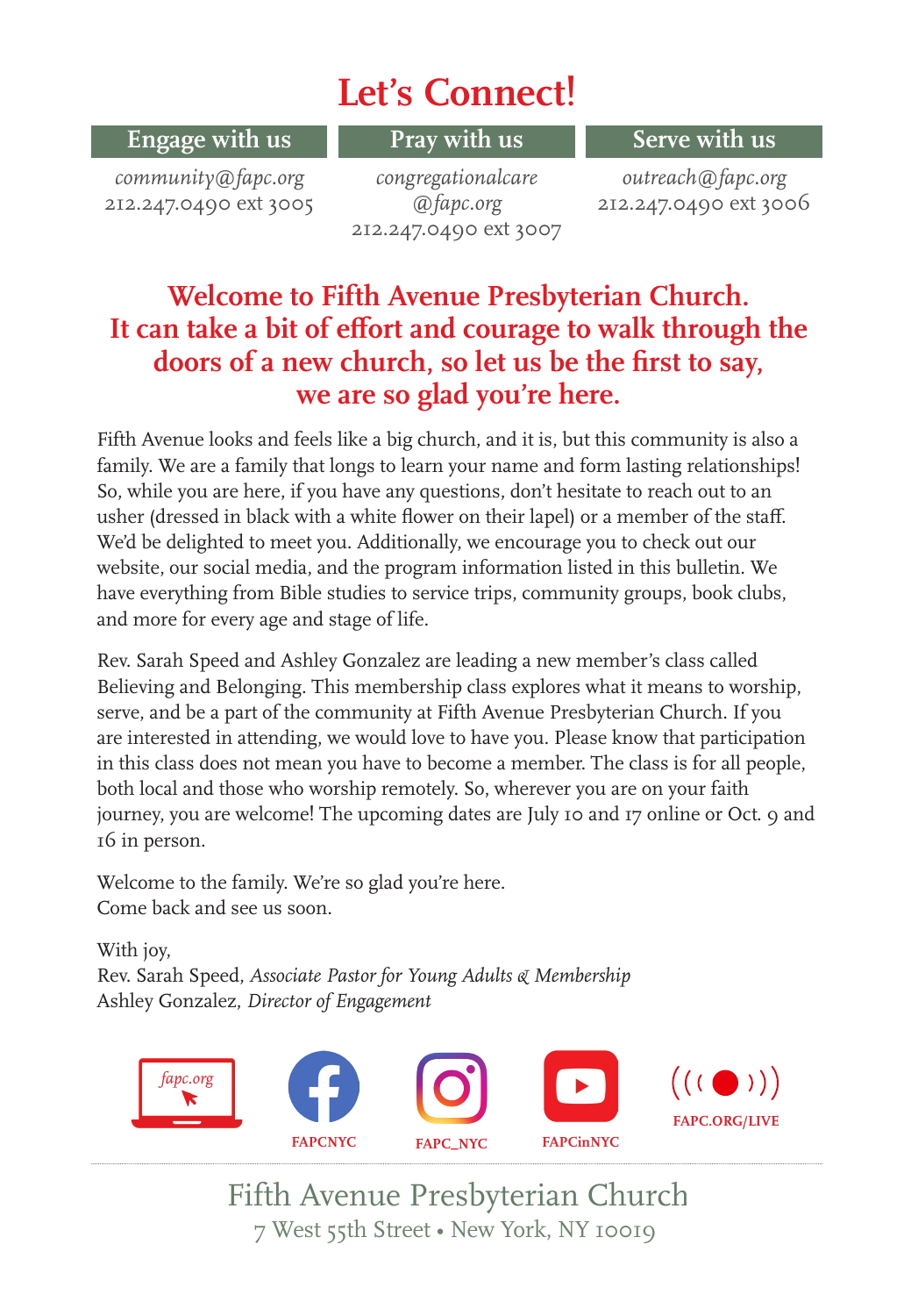# Let's Connect!

**Engage with us**

*community@fapc.org*
212.247.0490 ext 3005

**Pray with us**

*congregationalcare @fapc.org*
212.247.0490 ext 3007

**Serve with us**

*outreach@fapc.org*
212.247.0490 ext 3006

## Welcome to Fifth Avenue Presbyterian Church. It can take a bit of effort and courage to walk through the doors of a new church, so let us be the first to say, we are so glad you're here.

Fifth Avenue looks and feels like a big church, and it is, but this community is also a family. We are a family that longs to learn your name and form lasting relationships! So, while you are here, if you have any questions, don't hesitate to reach out to an usher (dressed in black with a white flower on their lapel) or a member of the staff. We'd be delighted to meet you. Additionally, we encourage you to check out our website, our social media, and the program information listed in this bulletin. We have everything from Bible studies to service trips, community groups, book clubs, and more for every age and stage of life.

Rev. Sarah Speed and Ashley Gonzalez are leading a new member's class called Believing and Belonging. This membership class explores what it means to worship, serve, and be a part of the community at Fifth Avenue Presbyterian Church. If you are interested in attending, we would love to have you. Please know that participation in this class does not mean you have to become a member. The class is for all people, both local and those who worship remotely. So, wherever you are on your faith journey, you are welcome! The upcoming dates are July 10 and 17 online or Oct. 9 and 16 in person.

Welcome to the family. We're so glad you're here.
Come back and see us soon.

With joy,
Rev. Sarah Speed, *Associate Pastor for Young Adults & Membership*
Ashley Gonzalez, *Director of Engagement*

fapc.org

FAPCNYC

FAPC_NYC

FAPCinNYC

FAPC.ORG/LIVE

Fifth Avenue Presbyterian Church
7 West 55th Street • New York, NY 10019